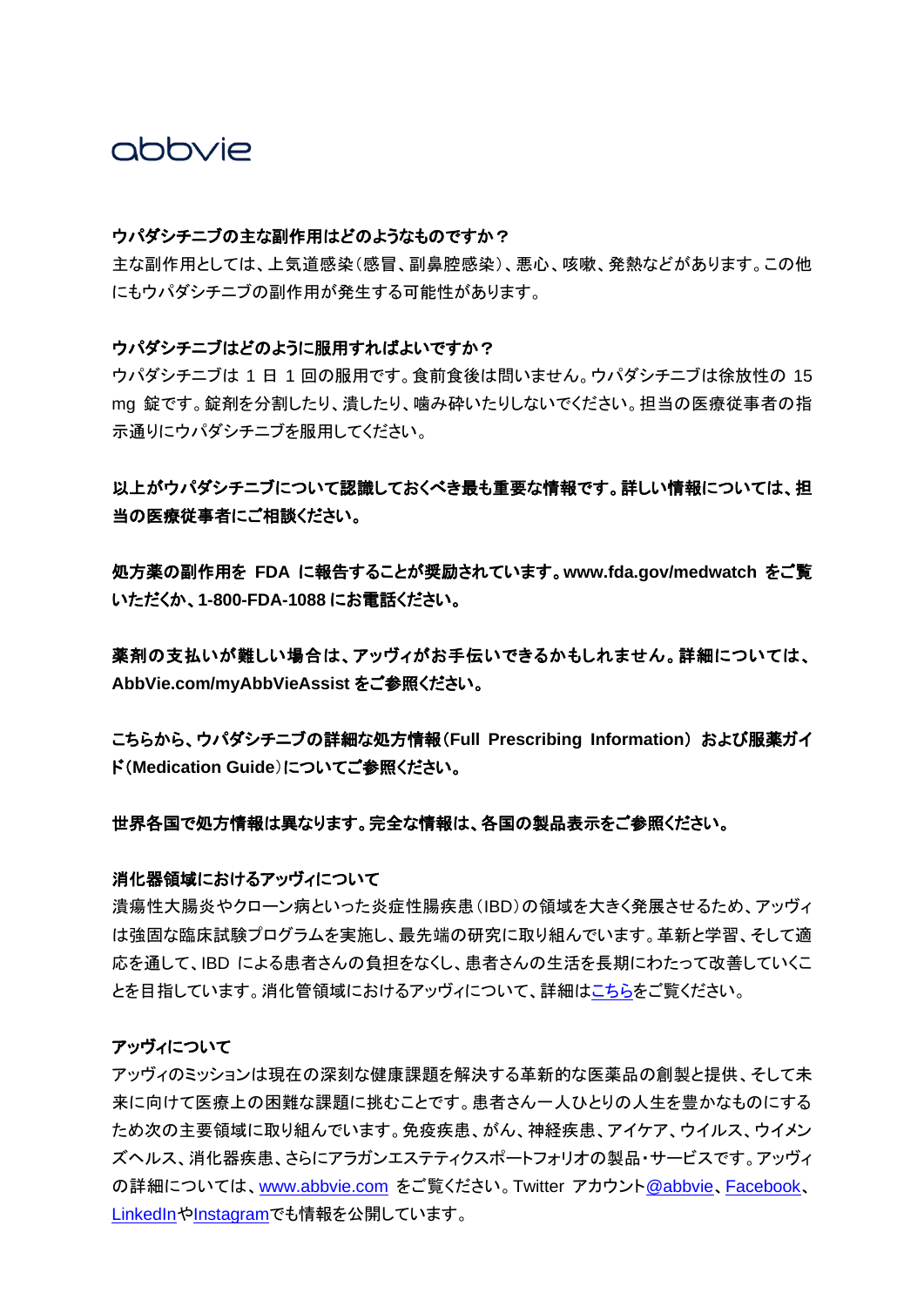abbvie

**ウパダシチニブの主な副作用はどのようなものですか？**

主な副作用としては、上気道感染（感冒、副鼻腔感染）、悪心、咳嗽、発熱などがあります。この他にもウパダシチニブの副作用が発生する可能性があります。

**ウパダシチニブはどのように服用すればよいですか？**

ウパダシチニブは 1 日 1 回の服用です。食前食後は問いません。ウパダシチニブは徐放性の 15 mg 錠です。錠剤を分割したり、潰したり、噛み砕いたりしないでください。担当の医療従事者の指示通りにウパダシチニブを服用してください。

**以上がウパダシチニブについて認識しておくべき最も重要な情報です。詳しい情報については、担当の医療従事者にご相談ください。**

**処方薬の副作用を FDA に報告することが奨励されています。www.fda.gov/medwatch をご覧いただくか、1-800-FDA-1088 にお電話ください。**

**薬剤の支払いが難しい場合は、アッヴィがお手伝いできるかもしれません。詳細については、AbbVie.com/myAbbVieAssist をご参照ください。**

**こちらから、ウパダシチニブの詳細な処方情報（Full Prescribing Information）および服薬ガイド（Medication Guide）についてご参照ください。**

**世界各国で処方情報は異なります。完全な情報は、各国の製品表示をご参照ください。**

**消化器領域におけるアッヴィについて**

潰瘍性大腸炎やクローン病といった炎症性腸疾患（IBD）の領域を大きく発展させるため、アッヴィは強固な臨床試験プログラムを実施し、最先端の研究に取り組んでいます。革新と学習、そして適応を通して、IBD による患者さんの負担をなくし、患者さんの生活を長期にわたって改善していくことを目指しています。消化管領域におけるアッヴィについて、詳細はこちらをご覧ください。

**アッヴィについて**

アッヴィのミッションは現在の深刻な健康課題を解決する革新的な医薬品の創製と提供、そして未来に向けて医療上の困難な課題に挑むことです。患者さん一人ひとりの人生を豊かなものにするため次の主要領域に取り組んでいます。免疫疾患、がん、神経疾患、アイケア、ウイルス、ウイメンズヘルス、消化器疾患、さらにアラガンエステティクスポートフォリオの製品・サービスです。アッヴィの詳細については、www.abbvie.com をご覧ください。Twitter アカウント@abbvie、Facebook、LinkedInやInstagramでも情報を公開しています。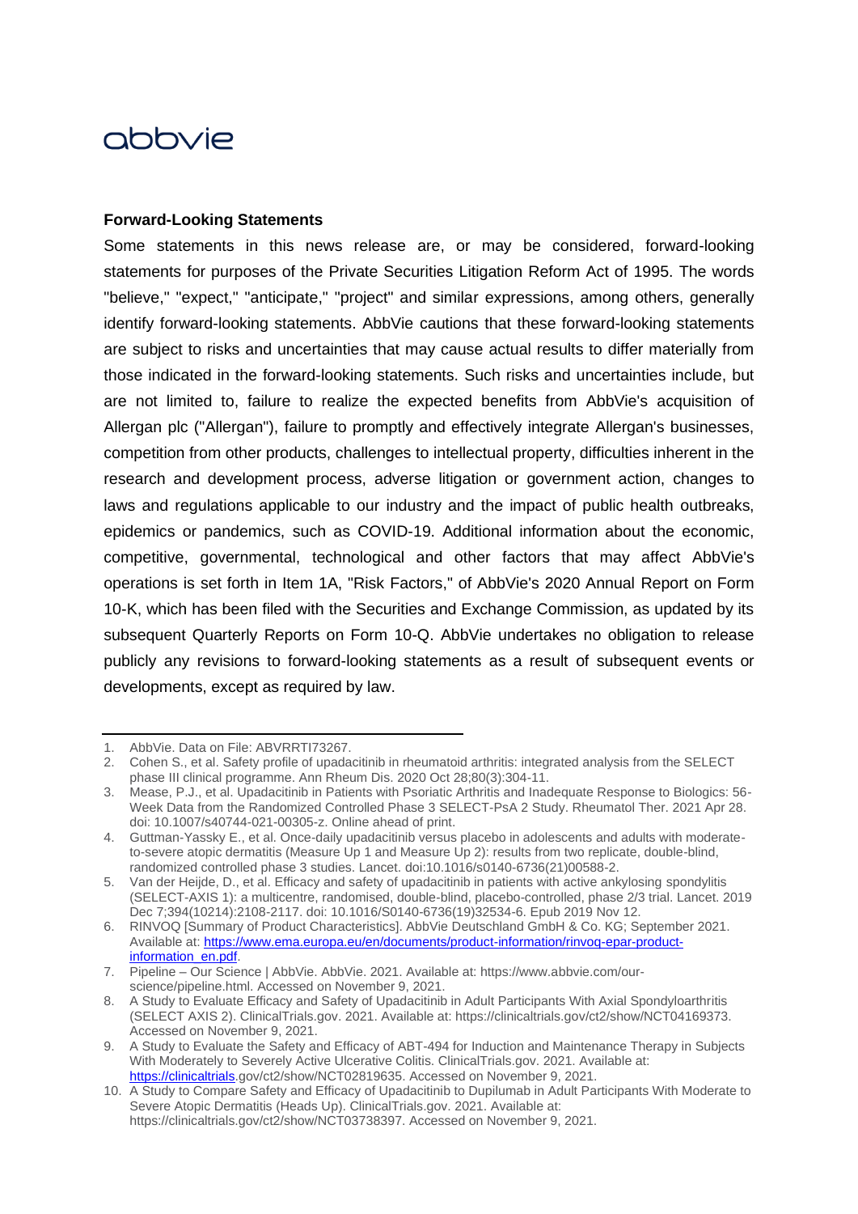## Forward-Looking Statements

Some statements in this news release are, or may be considered, forward-looking statements for purposes of the Private Securities Litigation Reform Act of 1995. The words "believe," "expect," "anticipate," "project" and similar expressions, among others, generally identify forward-looking statements. AbbVie cautions that these forward-looking statements are subject to risks and uncertainties that may cause actual results to differ materially from those indicated in the forward-looking statements. Such risks and uncertainties include, but are not limited to, failure to realize the expected benefits from AbbVie's acquisition of Allergan plc ("Allergan"), failure to promptly and effectively integrate Allergan's businesses, competition from other products, challenges to intellectual property, difficulties inherent in the research and development process, adverse litigation or government action, changes to laws and regulations applicable to our industry and the impact of public health outbreaks, epidemics or pandemics, such as COVID-19. Additional information about the economic, competitive, governmental, technological and other factors that may affect AbbVie's operations is set forth in Item 1A, "Risk Factors," of AbbVie's 2020 Annual Report on Form 10-K, which has been filed with the Securities and Exchange Commission, as updated by its subsequent Quarterly Reports on Form 10-Q. AbbVie undertakes no obligation to release publicly any revisions to forward-looking statements as a result of subsequent events or developments, except as required by law.

---

1. AbbVie. Data on File: ABVRRTI73267.
2. Cohen S., et al. Safety profile of upadacitinib in rheumatoid arthritis: integrated analysis from the SELECT phase III clinical programme. Ann Rheum Dis. 2020 Oct 28;80(3):304-11.
3. Mease, P.J., et al. Upadacitinib in Patients with Psoriatic Arthritis and Inadequate Response to Biologics: 56-Week Data from the Randomized Controlled Phase 3 SELECT-PsA 2 Study. Rheumatol Ther. 2021 Apr 28. doi: 10.1007/s40744-021-00305-z. Online ahead of print.
4. Guttman-Yassky E., et al. Once-daily upadacitinib versus placebo in adolescents and adults with moderate-to-severe atopic dermatitis (Measure Up 1 and Measure Up 2): results from two replicate, double-blind, randomized controlled phase 3 studies. Lancet. doi:10.1016/s0140-6736(21)00588-2.
5. Van der Heijde, D., et al. Efficacy and safety of upadacitinib in patients with active ankylosing spondylitis (SELECT-AXIS 1): a multicentre, randomised, double-blind, placebo-controlled, phase 2/3 trial. Lancet. 2019 Dec 7;394(10214):2108-2117. doi: 10.1016/S0140-6736(19)32534-6. Epub 2019 Nov 12.
6. RINVOQ [Summary of Product Characteristics]. AbbVie Deutschland GmbH & Co. KG; September 2021. Available at: https://www.ema.europa.eu/en/documents/product-information/rinvoq-epar-product-information_en.pdf.
7. Pipeline – Our Science | AbbVie. AbbVie. 2021. Available at: https://www.abbvie.com/our-science/pipeline.html. Accessed on November 9, 2021.
8. A Study to Evaluate Efficacy and Safety of Upadacitinib in Adult Participants With Axial Spondyloarthritis (SELECT AXIS 2). ClinicalTrials.gov. 2021. Available at: https://clinicaltrials.gov/ct2/show/NCT04169373. Accessed on November 9, 2021.
9. A Study to Evaluate the Safety and Efficacy of ABT-494 for Induction and Maintenance Therapy in Subjects With Moderately to Severely Active Ulcerative Colitis. ClinicalTrials.gov. 2021. Available at: https://clinicaltrials.gov/ct2/show/NCT02819635. Accessed on November 9, 2021.
10. A Study to Compare Safety and Efficacy of Upadacitinib to Dupilumab in Adult Participants With Moderate to Severe Atopic Dermatitis (Heads Up). ClinicalTrials.gov. 2021. Available at: https://clinicaltrials.gov/ct2/show/NCT03738397. Accessed on November 9, 2021.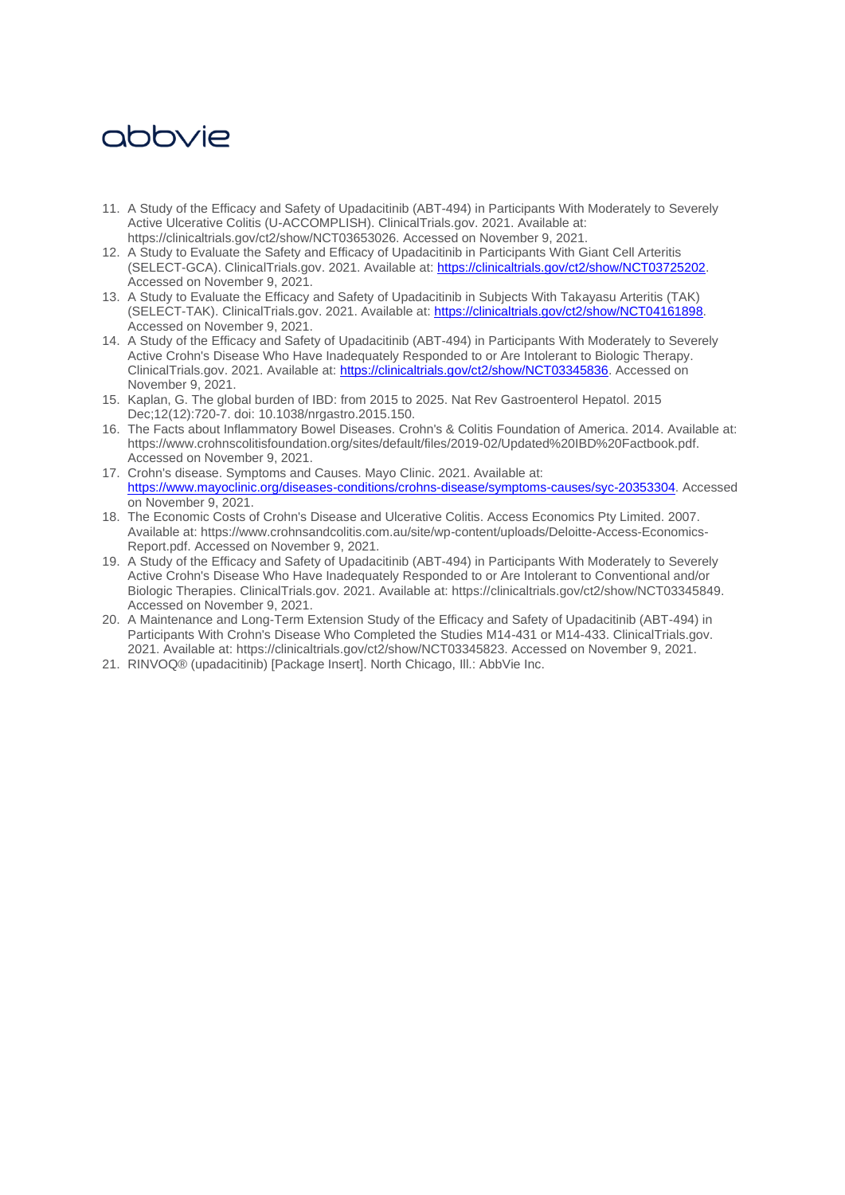11. A Study of the Efficacy and Safety of Upadacitinib (ABT-494) in Participants With Moderately to Severely Active Ulcerative Colitis (U-ACCOMPLISH). ClinicalTrials.gov. 2021. Available at: https://clinicaltrials.gov/ct2/show/NCT03653026. Accessed on November 9, 2021.
12. A Study to Evaluate the Safety and Efficacy of Upadacitinib in Participants With Giant Cell Arteritis (SELECT-GCA). ClinicalTrials.gov. 2021. Available at: https://clinicaltrials.gov/ct2/show/NCT03725202. Accessed on November 9, 2021.
13. A Study to Evaluate the Efficacy and Safety of Upadacitinib in Subjects With Takayasu Arteritis (TAK) (SELECT-TAK). ClinicalTrials.gov. 2021. Available at: https://clinicaltrials.gov/ct2/show/NCT04161898. Accessed on November 9, 2021.
14. A Study of the Efficacy and Safety of Upadacitinib (ABT-494) in Participants With Moderately to Severely Active Crohn's Disease Who Have Inadequately Responded to or Are Intolerant to Biologic Therapy. ClinicalTrials.gov. 2021. Available at: https://clinicaltrials.gov/ct2/show/NCT03345836. Accessed on November 9, 2021.
15. Kaplan, G. The global burden of IBD: from 2015 to 2025. Nat Rev Gastroenterol Hepatol. 2015 Dec;12(12):720-7. doi: 10.1038/nrgastro.2015.150.
16. The Facts about Inflammatory Bowel Diseases. Crohn's & Colitis Foundation of America. 2014. Available at: https://www.crohnscolitisfoundation.org/sites/default/files/2019-02/Updated%20IBD%20Factbook.pdf. Accessed on November 9, 2021.
17. Crohn's disease. Symptoms and Causes. Mayo Clinic. 2021. Available at: https://www.mayoclinic.org/diseases-conditions/crohns-disease/symptoms-causes/syc-20353304. Accessed on November 9, 2021.
18. The Economic Costs of Crohn's Disease and Ulcerative Colitis. Access Economics Pty Limited. 2007. Available at: https://www.crohnsandcolitis.com.au/site/wp-content/uploads/Deloitte-Access-Economics-Report.pdf. Accessed on November 9, 2021.
19. A Study of the Efficacy and Safety of Upadacitinib (ABT-494) in Participants With Moderately to Severely Active Crohn's Disease Who Have Inadequately Responded to or Are Intolerant to Conventional and/or Biologic Therapies. ClinicalTrials.gov. 2021. Available at: https://clinicaltrials.gov/ct2/show/NCT03345849. Accessed on November 9, 2021.
20. A Maintenance and Long-Term Extension Study of the Efficacy and Safety of Upadacitinib (ABT-494) in Participants With Crohn's Disease Who Completed the Studies M14-431 or M14-433. ClinicalTrials.gov. 2021. Available at: https://clinicaltrials.gov/ct2/show/NCT03345823. Accessed on November 9, 2021.
21. RINVOQ® (upadacitinib) [Package Insert]. North Chicago, Ill.: AbbVie Inc.